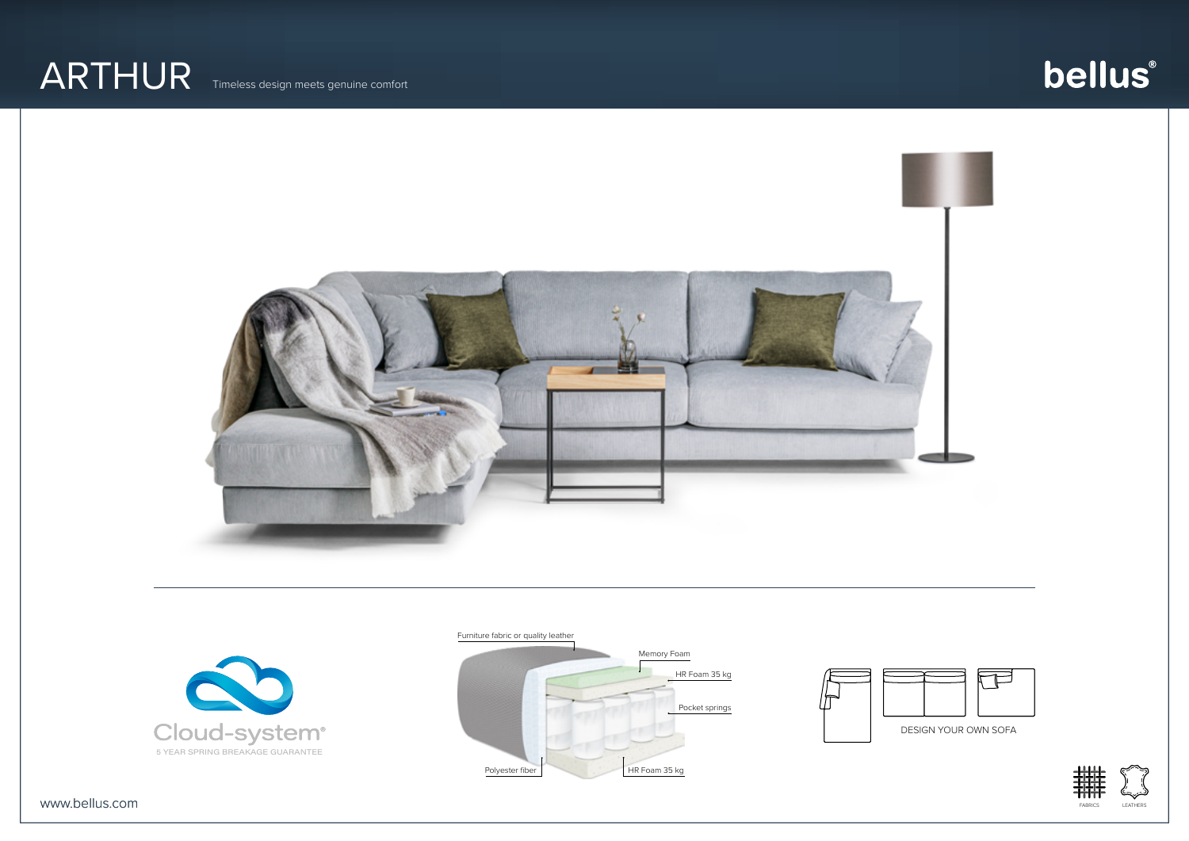# ARTHUR

Timeless design meets genuine comfort

bellus®

Cloud-system®

5 YEAR SPRING BREAKAGE GUARANTEE

Furniture fabric or quality leather

Memory Foam

HR Foam 35 kg

Pocket springs

Polyester fiber

HR Foam 35 kg

DESIGN YOUR OWN SOFA

FABRICS

LEATHERS

www.bellus.com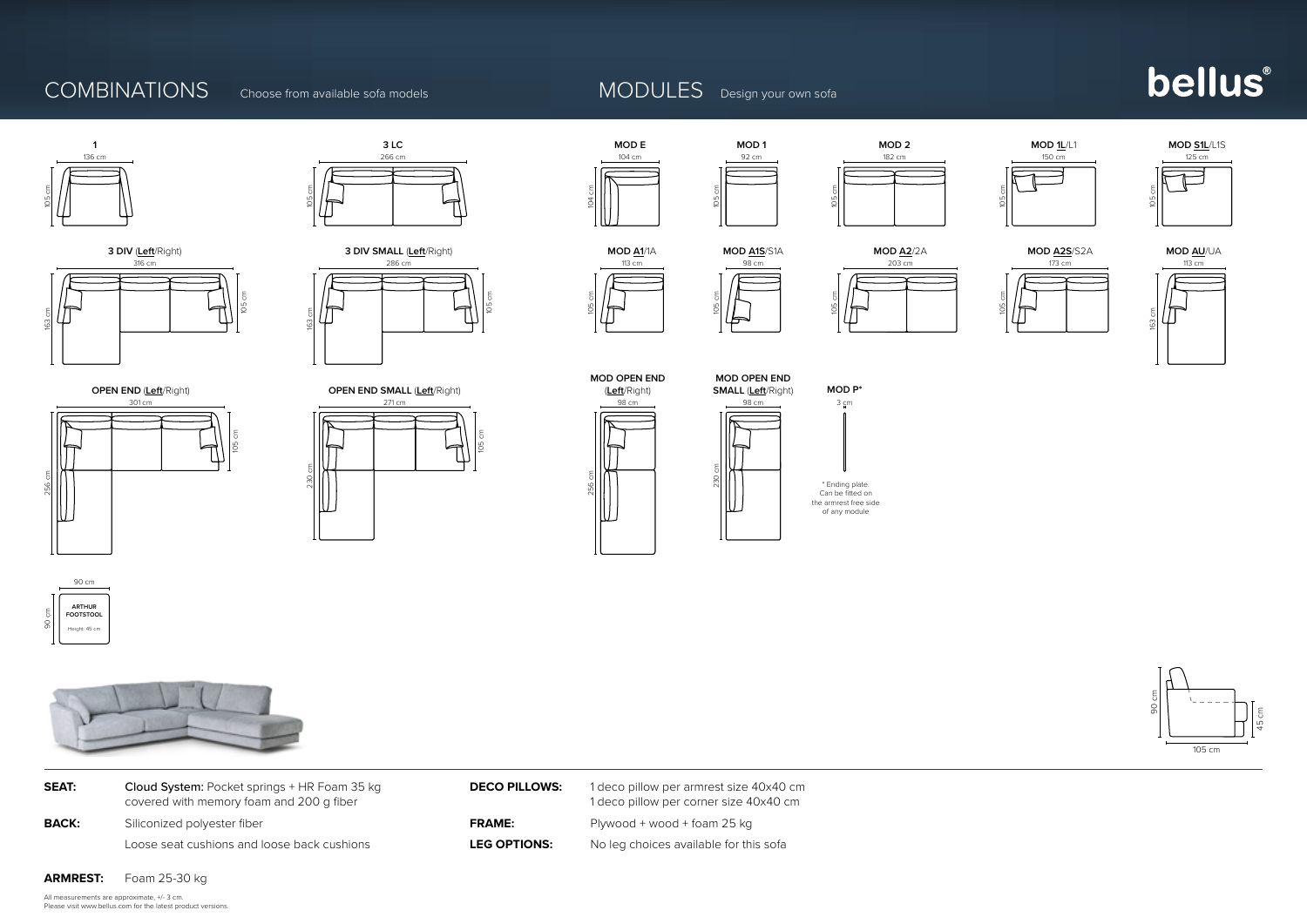## COMBINATIONS

Choose from available sofa models

**1**
136 cm
105 cm

**3 LC**
266 cm
105 cm

**3 DIV** (**Left**/Right)
316 cm
163 cm
105 cm

**3 DIV SMALL** (**Left**/Right)
286 cm
163 cm
105 cm

**OPEN END** (**Left**/Right)
301 cm
256 cm
105 cm

**OPEN END SMALL** (**Left**/Right)
271 cm
230 cm
105 cm

**ARTHUR FOOTSTOOL**
Height: 45 cm
90 cm
90 cm

## MODULES

Design your own sofa

**MOD E**
104 cm
104 cm

**MOD 1**
92 cm
105 cm

**MOD 2**
182 cm
105 cm

**MOD 1L**/L1
150 cm
105 cm

**MOD S1L**/L1S
125 cm
105 cm

**MOD A1**/1A
113 cm
105 cm

**MOD A1S**/S1A
98 cm
105 cm

**MOD A2**/2A
203 cm
105 cm

**MOD A2S**/S2A
173 cm
105 cm

**MOD AU**/UA
113 cm
163 cm

**MOD OPEN END** (**Left**/Right)
98 cm
256 cm

**MOD OPEN END SMALL** (**Left**/Right)
98 cm
230 cm

**MOD P***
3 cm

* Ending plate. Can be fitted on the armrest free side of any module

90 cm
45 cm
105 cm

**bellus®**

| | |
|---|---|
| **SEAT:** | Cloud System: Pocket springs + HR Foam 35 kg covered with memory foam and 200 g fiber |
| **BACK:** | Siliconized polyester fiber |
| | Loose seat cushions and loose back cushions |
| **ARMREST:** | Foam 25-30 kg |
| **DECO PILLOWS:** | 1 deco pillow per armrest size 40x40 cm<br>1 deco pillow per corner size 40x40 cm |
| **FRAME:** | Plywood + wood + foam 25 kg |
| **LEG OPTIONS:** | No leg choices available for this sofa |

All measurements are approximate, +/- 3 cm.
Please visit www.bellus.com for the latest product versions.